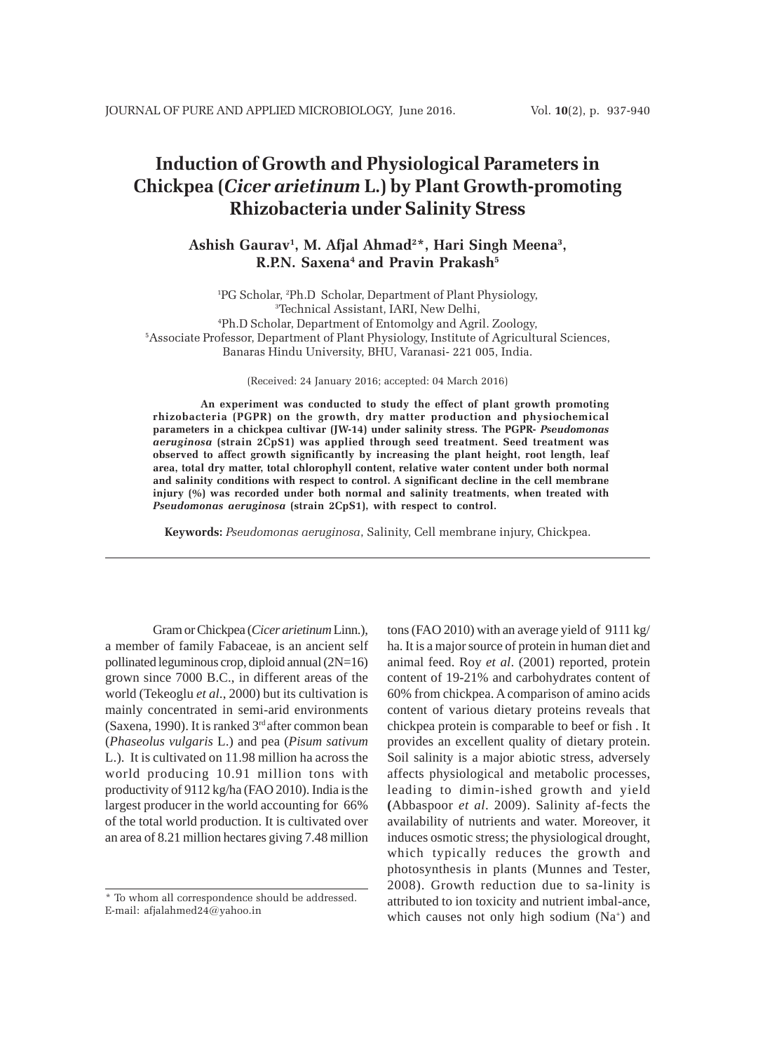# Induction of Growth and Physiological Parameters in Chickpea (*Cicer arietinum* L.) by Plant Growth-promoting Rhizobacteria under Salinity Stress

**Ashish Gaurav[1], M. Afjal Ahmad[2]*, Hari Singh Meena[3], R.P.N. Saxena[4] and Pravin Prakash[5]**

[1]PG Scholar, [2]Ph.D Scholar, Department of Plant Physiology,
[3]Technical Assistant, IARI, New Delhi,
[4]Ph.D Scholar, Department of Entomolgy and Agril. Zoology,
[5]Associate Professor, Department of Plant Physiology, Institute of Agricultural Sciences, Banaras Hindu University, BHU, Varanasi- 221 005, India.

(Received: 24 January 2016; accepted: 04 March 2016)

**An experiment was conducted to study the effect of plant growth promoting rhizobacteria (PGPR) on the growth, dry matter production and physiochemical parameters in a chickpea cultivar (JW-14) under salinity stress. The PGPR- *Pseudomonas aeruginosa* (strain 2CpS1) was applied through seed treatment. Seed treatment was observed to affect growth significantly by increasing the plant height, root length, leaf area, total dry matter, total chlorophyll content, relative water content under both normal and salinity conditions with respect to control. A significant decline in the cell membrane injury (%) was recorded under both normal and salinity treatments, when treated with *Pseudomonas aeruginosa* (strain 2CpS1), with respect to control.**

**Keywords:** *Pseudomonas aeruginosa*, Salinity, Cell membrane injury, Chickpea.

---

Gram or Chickpea (*Cicer arietinum* Linn.), a member of family Fabaceae, is an ancient self pollinated leguminous crop, diploid annual (2N=16) grown since 7000 B.C., in different areas of the world (Tekeoglu *et al*., 2000) but its cultivation is mainly concentrated in semi-arid environments (Saxena, 1990). It is ranked 3rd after common bean (*Phaseolus vulgaris* L.) and pea (*Pisum sativum* L.). It is cultivated on 11.98 million ha across the world producing 10.91 million tons with productivity of 9112 kg/ha (FAO 2010). India is the largest producer in the world accounting for 66% of the total world production. It is cultivated over an area of 8.21 million hectares giving 7.48 million tons (FAO 2010) with an average yield of 9111 kg/ha. It is a major source of protein in human diet and animal feed. Roy *et al*. (2001) reported, protein content of 19-21% and carbohydrates content of 60% from chickpea. A comparison of amino acids content of various dietary proteins reveals that chickpea protein is comparable to beef or fish . It provides an excellent quality of dietary protein. Soil salinity is a major abiotic stress, adversely affects physiological and metabolic processes, leading to dimin-ished growth and yield **(**Abbaspoor *et al*. 2009). Salinity af-fects the availability of nutrients and water. Moreover, it induces osmotic stress; the physiological drought, which typically reduces the growth and photosynthesis in plants (Munnes and Tester, 2008). Growth reduction due to sa-linity is attributed to ion toxicity and nutrient imbal-ance, which causes not only high sodium ($Na^+$) and

* To whom all correspondence should be addressed.
E-mail: afjalahmed24@yahoo.in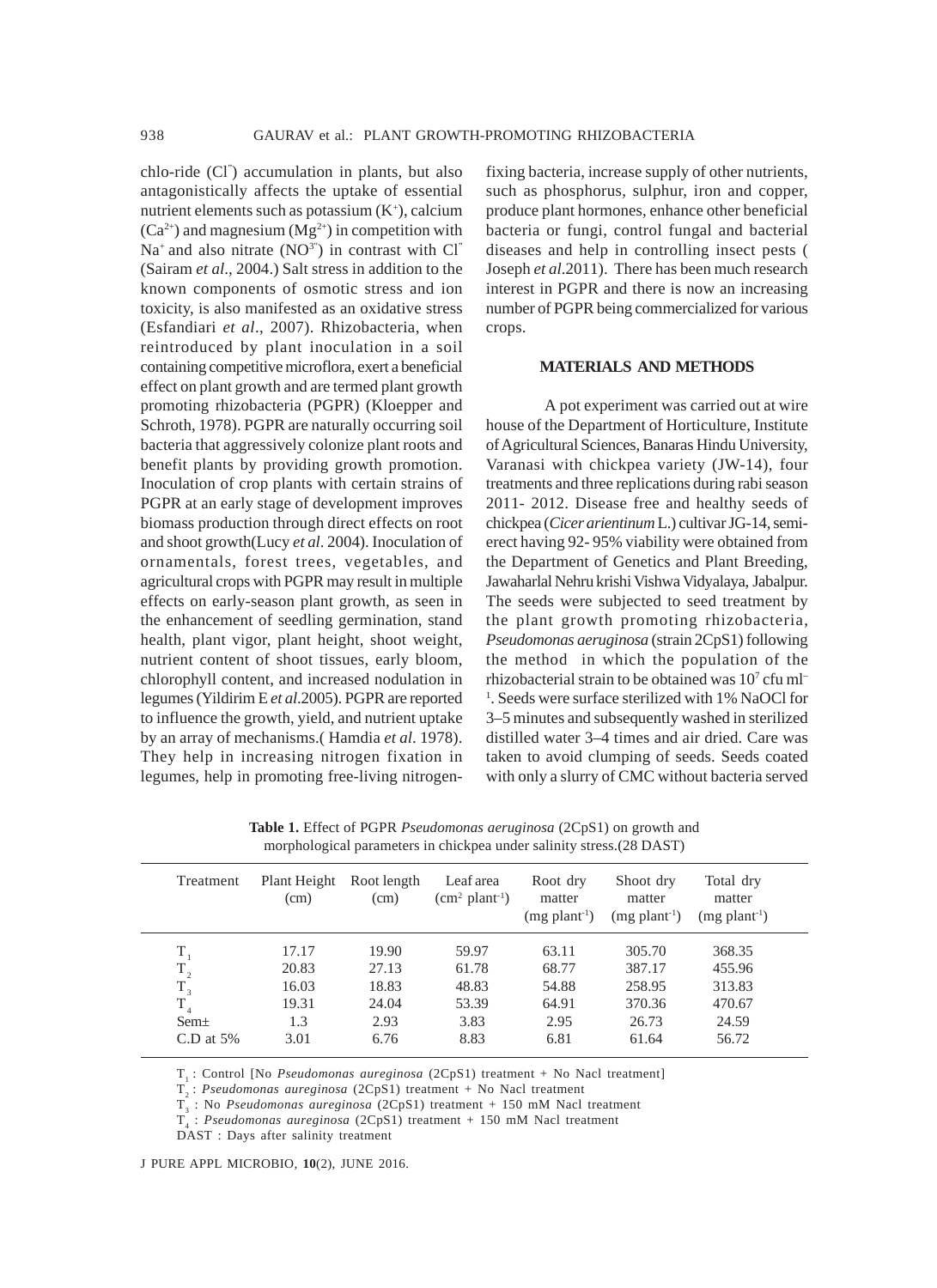chlo-ride ($Cl^{-}$) accumulation in plants, but also antagonistically affects the uptake of essential nutrient elements such as potassium ($K^{+}$), calcium ($Ca^{2+}$) and magnesium ($Mg^{2+}$) in competition with $Na^{+}$ and also nitrate ($NO^{3-}$) in contrast with $Cl^{-}$ (Sairam *et al*., 2004.) Salt stress in addition to the known components of osmotic stress and ion toxicity, is also manifested as an oxidative stress (Esfandiari *et al*., 2007). Rhizobacteria, when reintroduced by plant inoculation in a soil containing competitive microflora, exert a beneficial effect on plant growth and are termed plant growth promoting rhizobacteria (PGPR) (Kloepper and Schroth, 1978). PGPR are naturally occurring soil bacteria that aggressively colonize plant roots and benefit plants by providing growth promotion. Inoculation of crop plants with certain strains of PGPR at an early stage of development improves biomass production through direct effects on root and shoot growth(Lucy *et al*. 2004). Inoculation of ornamentals, forest trees, vegetables, and agricultural crops with PGPR may result in multiple effects on early-season plant growth, as seen in the enhancement of seedling germination, stand health, plant vigor, plant height, shoot weight, nutrient content of shoot tissues, early bloom, chlorophyll content, and increased nodulation in legumes (Yildirim E *et al*.2005). PGPR are reported to influence the growth, yield, and nutrient uptake by an array of mechanisms.( Hamdia *et al*. 1978). They help in increasing nitrogen fixation in legumes, help in promoting free-living nitrogen-fixing bacteria, increase supply of other nutrients, such as phosphorus, sulphur, iron and copper, produce plant hormones, enhance other beneficial bacteria or fungi, control fungal and bacterial diseases and help in controlling insect pests ( Joseph *et al*.2011). There has been much research interest in PGPR and there is now an increasing number of PGPR being commercialized for various crops.

## MATERIALS AND METHODS

A pot experiment was carried out at wire house of the Department of Horticulture, Institute of Agricultural Sciences, Banaras Hindu University, Varanasi with chickpea variety (JW-14), four treatments and three replications during rabi season 2011- 2012. Disease free and healthy seeds of chickpea (*Cicer arientinum* L.) cultivar JG-14, semi-erect having 92- 95% viability were obtained from the Department of Genetics and Plant Breeding, Jawaharlal Nehru krishi Vishwa Vidyalaya, Jabalpur. The seeds were subjected to seed treatment by the plant growth promoting rhizobacteria, *Pseudomonas aeruginosa* (strain 2CpS1) following the method in which the population of the rhizobacterial strain to be obtained was $10^{7}$ cfu $ml^{-1}$. Seeds were surface sterilized with 1% NaOCl for 3–5 minutes and subsequently washed in sterilized distilled water 3–4 times and air dried. Care was taken to avoid clumping of seeds. Seeds coated with only a slurry of CMC without bacteria served

**Table 1.** Effect of PGPR *Pseudomonas aeruginosa* (2CpS1) on growth and morphological parameters in chickpea under salinity stress.(28 DAST)

| Treatment | Plant Height (cm) | Root length (cm) | Leaf area ($cm^2$ $plant^{-1}$) | Root dry matter (mg $plant^{-1}$) | Shoot dry matter (mg $plant^{-1}$) | Total dry matter (mg $plant^{-1}$) |
|---|---|---|---|---|---|---|
| $T_1$ | 17.17 | 19.90 | 59.97 | 63.11 | 305.70 | 368.35 |
| $T_2$ | 20.83 | 27.13 | 61.78 | 68.77 | 387.17 | 455.96 |
| $T_3$ | 16.03 | 18.83 | 48.83 | 54.88 | 258.95 | 313.83 |
| $T_4$ | 19.31 | 24.04 | 53.39 | 64.91 | 370.36 | 470.67 |
| Sem± | 1.3 | 2.93 | 3.83 | 2.95 | 26.73 | 24.59 |
| C.D at 5% | 3.01 | 6.76 | 8.83 | 6.81 | 61.64 | 56.72 |

$T_1$ : Control [No *Pseudomonas aureginosa* (2CpS1) treatment + No Nacl treatment]
$T_2$ : *Pseudomonas aureginosa* (2CpS1) treatment + No Nacl treatment
$T_3$ : No *Pseudomonas aureginosa* (2CpS1) treatment + 150 mM Nacl treatment
$T_4$ : *Pseudomonas aureginosa* (2CpS1) treatment + 150 mM Nacl treatment
DAST : Days after salinity treatment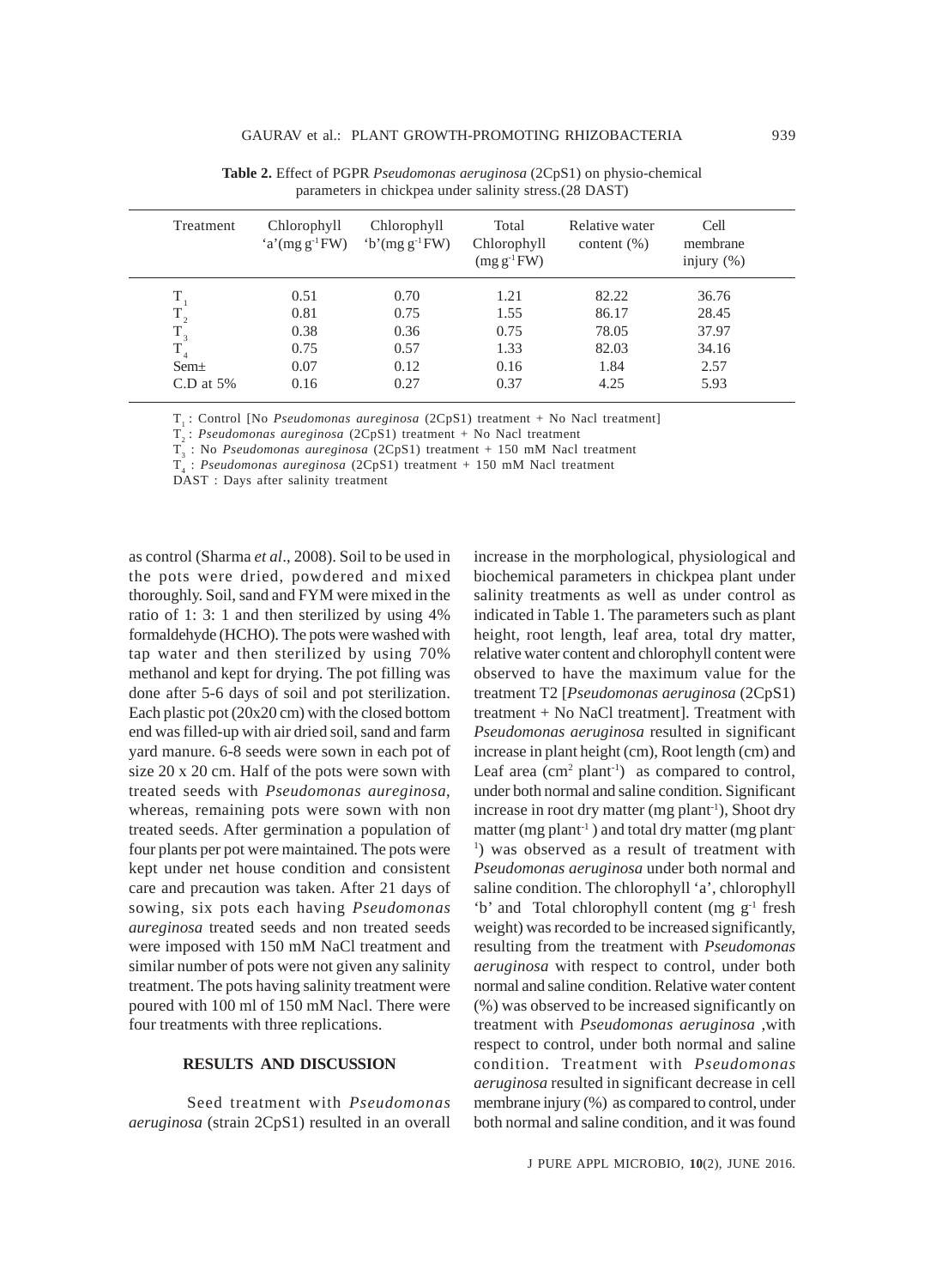**Table 2.** Effect of PGPR *Pseudomonas aeruginosa* (2CpS1) on physio-chemical parameters in chickpea under salinity stress.(28 DAST)

| Treatment | Chlorophyll 'a'(mg $g^{-1}$FW) | Chlorophyll 'b'(mg $g^{-1}$FW) | Total Chlorophyll (mg $g^{-1}$FW) | Relative water content (%) | Cell membrane injury (%) |
|---|---|---|---|---|---|
| $T_1$ | 0.51 | 0.70 | 1.21 | 82.22 | 36.76 |
| $T_2$ | 0.81 | 0.75 | 1.55 | 86.17 | 28.45 |
| $T_3$ | 0.38 | 0.36 | 0.75 | 78.05 | 37.97 |
| $T_4$ | 0.75 | 0.57 | 1.33 | 82.03 | 34.16 |
| Sem± | 0.07 | 0.12 | 0.16 | 1.84 | 2.57 |
| C.D at 5% | 0.16 | 0.27 | 0.37 | 4.25 | 5.93 |

$T_1$ : Control [No *Pseudomonas aureginosa* (2CpS1) treatment + No Nacl treatment]
$T_2$ : *Pseudomonas aureginosa* (2CpS1) treatment + No Nacl treatment
$T_3$ : No *Pseudomonas aureginosa* (2CpS1) treatment + 150 mM Nacl treatment
$T_4$ : *Pseudomonas aureginosa* (2CpS1) treatment + 150 mM Nacl treatment
DAST : Days after salinity treatment

as control (Sharma *et al*., 2008). Soil to be used in the pots were dried, powdered and mixed thoroughly. Soil, sand and FYM were mixed in the ratio of 1: 3: 1 and then sterilized by using 4% formaldehyde (HCHO). The pots were washed with tap water and then sterilized by using 70% methanol and kept for drying. The pot filling was done after 5-6 days of soil and pot sterilization. Each plastic pot (20x20 cm) with the closed bottom end was filled-up with air dried soil, sand and farm yard manure. 6-8 seeds were sown in each pot of size 20 x 20 cm. Half of the pots were sown with treated seeds with *Pseudomonas aureginosa*, whereas, remaining pots were sown with non treated seeds. After germination a population of four plants per pot were maintained. The pots were kept under net house condition and consistent care and precaution was taken. After 21 days of sowing, six pots each having *Pseudomonas aureginosa* treated seeds and non treated seeds were imposed with 150 mM NaCl treatment and similar number of pots were not given any salinity treatment. The pots having salinity treatment were poured with 100 ml of 150 mM Nacl. There were four treatments with three replications.

## RESULTS AND DISCUSSION

Seed treatment with *Pseudomonas aeruginosa* (strain 2CpS1) resulted in an overall increase in the morphological, physiological and biochemical parameters in chickpea plant under salinity treatments as well as under control as indicated in Table 1. The parameters such as plant height, root length, leaf area, total dry matter, relative water content and chlorophyll content were observed to have the maximum value for the treatment T2 [*Pseudomonas aeruginosa* (2CpS1) treatment + No NaCl treatment]. Treatment with *Pseudomonas aeruginosa* resulted in significant increase in plant height (cm), Root length (cm) and Leaf area ($cm^2$ $plant^{-1}$) as compared to control, under both normal and saline condition. Significant increase in root dry matter (mg $plant^{-1}$), Shoot dry matter (mg $plant^{-1}$) and total dry matter (mg $plant^{-1}$) was observed as a result of treatment with *Pseudomonas aeruginosa* under both normal and saline condition. The chlorophyll 'a', chlorophyll 'b' and Total chlorophyll content (mg $g^{-1}$ fresh weight) was recorded to be increased significantly, resulting from the treatment with *Pseudomonas aeruginosa* with respect to control, under both normal and saline condition. Relative water content (%) was observed to be increased significantly on treatment with *Pseudomonas aeruginosa* ,with respect to control, under both normal and saline condition. Treatment with *Pseudomonas aeruginosa* resulted in significant decrease in cell membrane injury (%) as compared to control, under both normal and saline condition, and it was found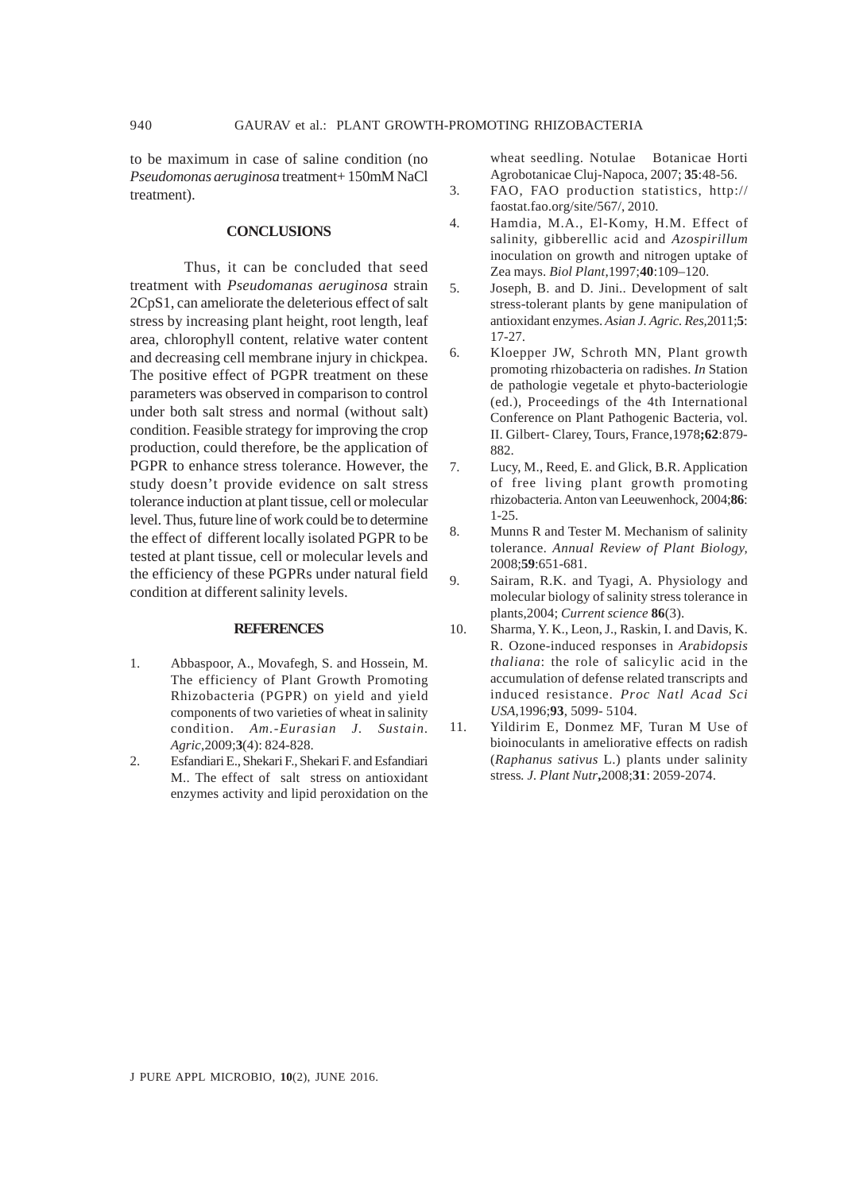to be maximum in case of saline condition (no *Pseudomonas aeruginosa* treatment+ 150mM NaCl treatment).

## CONCLUSIONS

Thus, it can be concluded that seed treatment with *Pseudomonas aeruginosa* strain 2CpS1, can ameliorate the deleterious effect of salt stress by increasing plant height, root length, leaf area, chlorophyll content, relative water content and decreasing cell membrane injury in chickpea. The positive effect of PGPR treatment on these parameters was observed in comparison to control under both salt stress and normal (without salt) condition. Feasible strategy for improving the crop production, could therefore, be the application of PGPR to enhance stress tolerance. However, the study doesn't provide evidence on salt stress tolerance induction at plant tissue, cell or molecular level. Thus, future line of work could be to determine the effect of different locally isolated PGPR to be tested at plant tissue, cell or molecular levels and the efficiency of these PGPRs under natural field condition at different salinity levels.

## REFERENCES

1. Abbaspoor, A., Movafegh, S. and Hossein, M. The efficiency of Plant Growth Promoting Rhizobacteria (PGPR) on yield and yield components of two varieties of wheat in salinity condition. *Am.-Eurasian J. Sustain. Agric*,2009;**3**(4): 824-828.
2. Esfandiari E., Shekari F., Shekari F. and Esfandiari M.. The effect of salt stress on antioxidant enzymes activity and lipid peroxidation on the wheat seedling. Notulae Botanicae Horti Agrobotanicae Cluj-Napoca, 2007; **35**:48-56.
3. FAO, FAO production statistics, http://faostat.fao.org/site/567/, 2010.
4. Hamdia, M.A., El-Komy, H.M. Effect of salinity, gibberellic acid and *Azospirillum* inoculation on growth and nitrogen uptake of Zea mays. *Biol Plant*,1997;**40**:109–120.
5. Joseph, B. and D. Jini.. Development of salt stress-tolerant plants by gene manipulation of antioxidant enzymes. *Asian J. Agric. Res*,2011;**5**: 17-27.
6. Kloepper JW, Schroth MN, Plant growth promoting rhizobacteria on radishes. *In* Station de pathologie vegetale et phyto-bacteriologie (ed.), Proceedings of the 4th International Conference on Plant Pathogenic Bacteria, vol. II. Gilbert- Clarey, Tours, France,1978**;62**:879-882.
7. Lucy, M., Reed, E. and Glick, B.R. Application of free living plant growth promoting rhizobacteria. Anton van Leeuwenhock, 2004;**86**: 1-25.
8. Munns R and Tester M. Mechanism of salinity tolerance. *Annual Review of Plant Biology*, 2008;**59**:651-681.
9. Sairam, R.K. and Tyagi, A. Physiology and molecular biology of salinity stress tolerance in plants,2004; *Current science* **86**(3).
10. Sharma, Y. K., Leon, J., Raskin, I. and Davis, K. R. Ozone-induced responses in *Arabidopsis thaliana*: the role of salicylic acid in the accumulation of defense related transcripts and induced resistance. *Proc Natl Acad Sci USA*,1996;**93**, 5099- 5104.
11. Yildirim E, Donmez MF, Turan M Use of bioinoculants in ameliorative effects on radish (*Raphanus sativus* L.) plants under salinity stress*. J. Plant Nutr***,**2008;**31**: 2059-2074.